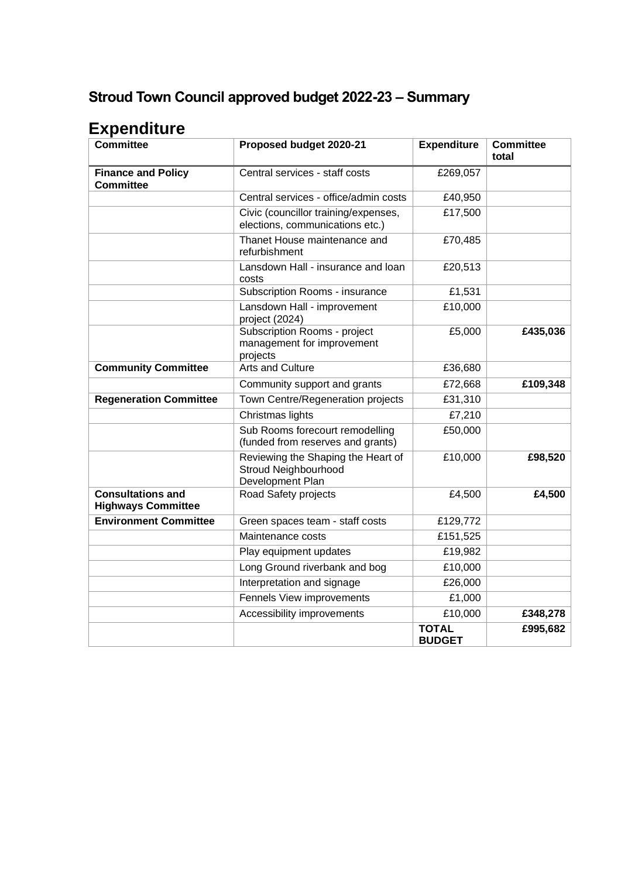## Stroud Town Council approved budget 2022-23 – Summary

# Expenditure

| Committee | Proposed budget 2020-21 | Expenditure | Committee total |
|---|---|---|---|
| **Finance and Policy Committee** | Central services - staff costs | £269,057 | |
| | Central services - office/admin costs | £40,950 | |
| | Civic (councillor training/expenses, elections, communications etc.) | £17,500 | |
| | Thanet House maintenance and refurbishment | £70,485 | |
| | Lansdown Hall - insurance and loan costs | £20,513 | |
| | Subscription Rooms - insurance | £1,531 | |
| | Lansdown Hall - improvement project (2024) | £10,000 | |
| | Subscription Rooms - project management for improvement projects | £5,000 | **£435,036** |
| **Community Committee** | Arts and Culture | £36,680 | |
| | Community support and grants | £72,668 | **£109,348** |
| **Regeneration Committee** | Town Centre/Regeneration projects | £31,310 | |
| | Christmas lights | £7,210 | |
| | Sub Rooms forecourt remodelling (funded from reserves and grants) | £50,000 | |
| | Reviewing the Shaping the Heart of Stroud Neighbourhood Development Plan | £10,000 | **£98,520** |
| **Consultations and Highways Committee** | Road Safety projects | £4,500 | **£4,500** |
| **Environment Committee** | Green spaces team - staff costs | £129,772 | |
| | Maintenance costs | £151,525 | |
| | Play equipment updates | £19,982 | |
| | Long Ground riverbank and bog | £10,000 | |
| | Interpretation and signage | £26,000 | |
| | Fennels View improvements | £1,000 | |
| | Accessibility improvements | £10,000 | **£348,278** |
| | | **TOTAL BUDGET** | **£995,682** |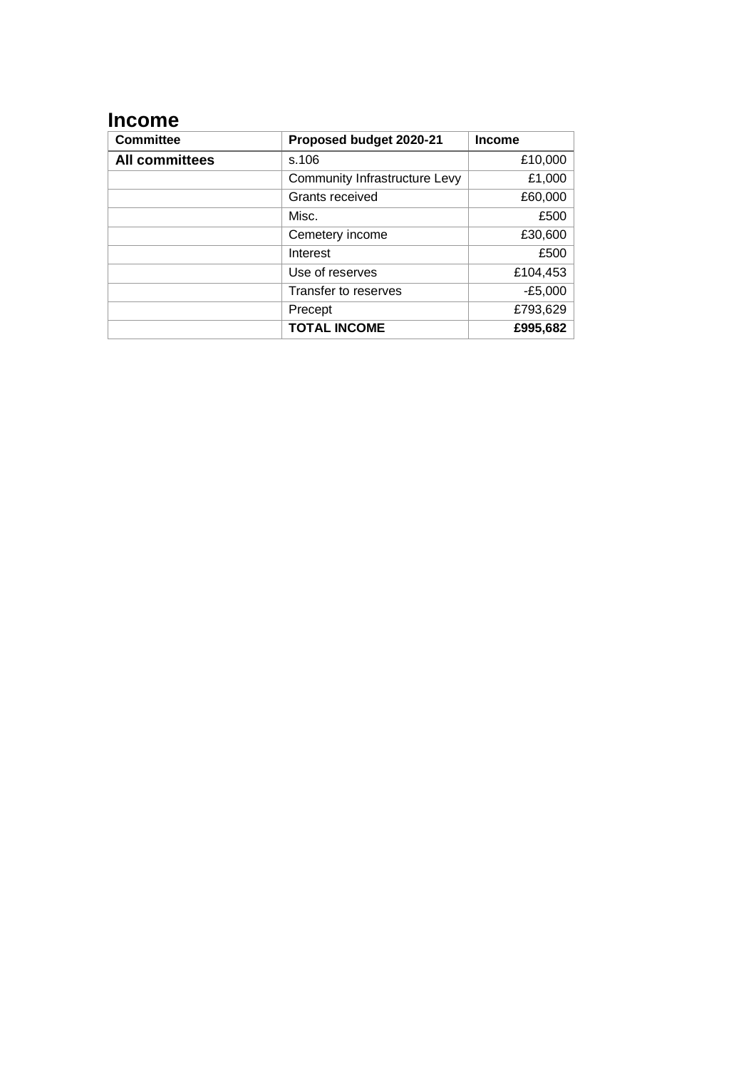# Income

| Committee | Proposed budget 2020-21 | Income |
|---|---|---|
| **All committees** | s.106 | £10,000 |
| | Community Infrastructure Levy | £1,000 |
| | Grants received | £60,000 |
| | Misc. | £500 |
| | Cemetery income | £30,600 |
| | Interest | £500 |
| | Use of reserves | £104,453 |
| | Transfer to reserves | -£5,000 |
| | Precept | £793,629 |
| | **TOTAL INCOME** | **£995,682** |